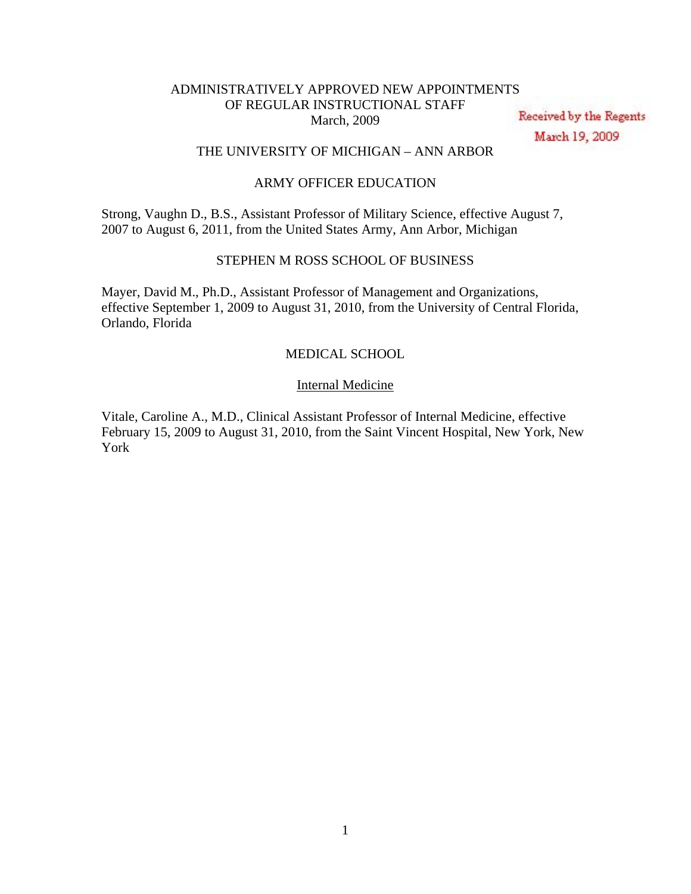# ADMINISTRATIVELY APPROVED NEW APPOINTMENTS OF REGULAR INSTRUCTIONAL STAFF
March, 2009

Received by the Regents
March 19, 2009

## THE UNIVERSITY OF MICHIGAN – ANN ARBOR

### ARMY OFFICER EDUCATION

Strong, Vaughn D., B.S., Assistant Professor of Military Science, effective August 7, 2007 to August 6, 2011, from the United States Army, Ann Arbor, Michigan

### STEPHEN M ROSS SCHOOL OF BUSINESS

Mayer, David M., Ph.D., Assistant Professor of Management and Organizations, effective September 1, 2009 to August 31, 2010, from the University of Central Florida, Orlando, Florida

### MEDICAL SCHOOL

#### Internal Medicine

Vitale, Caroline A., M.D., Clinical Assistant Professor of Internal Medicine, effective February 15, 2009 to August 31, 2010, from the Saint Vincent Hospital, New York, New York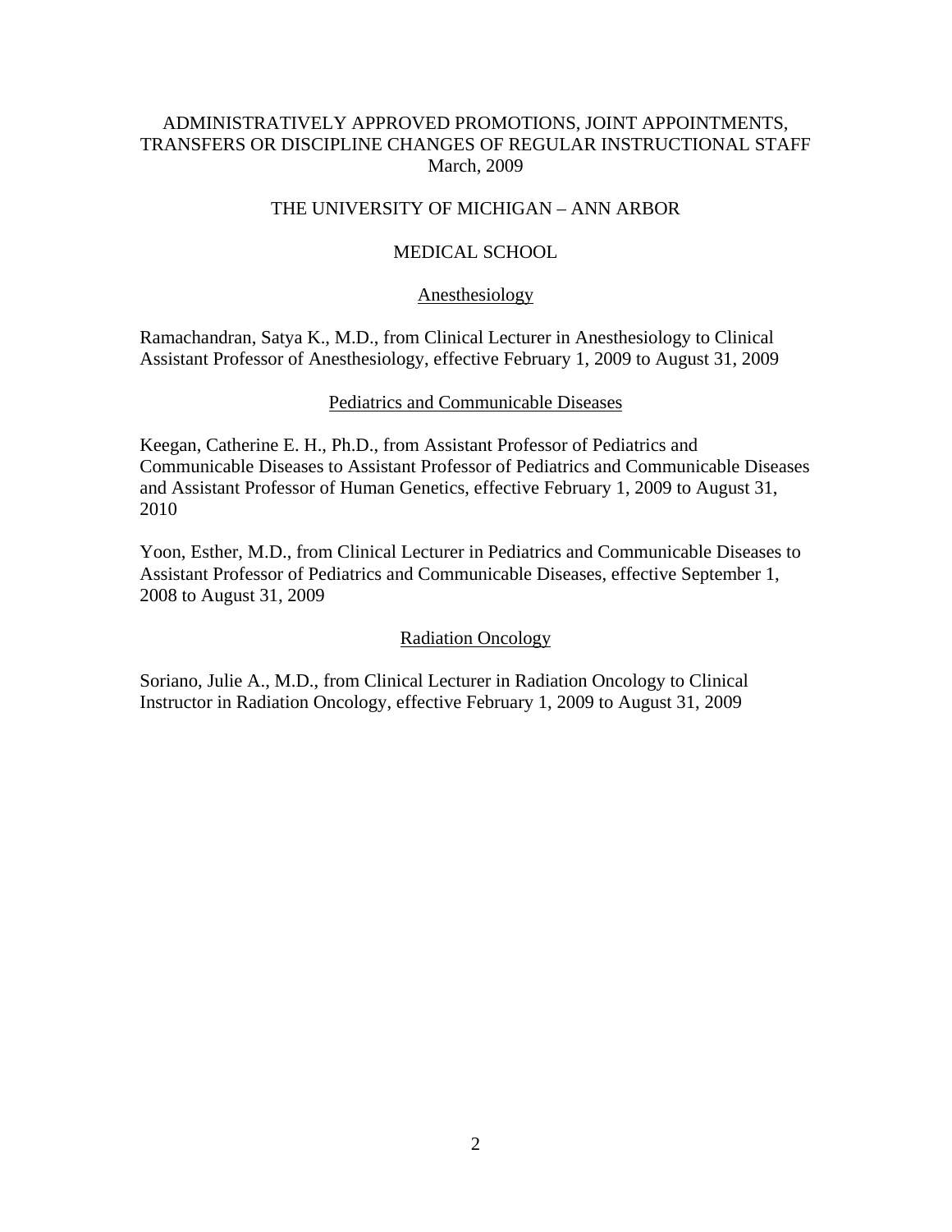# ADMINISTRATIVELY APPROVED PROMOTIONS, JOINT APPOINTMENTS, TRANSFERS OR DISCIPLINE CHANGES OF REGULAR INSTRUCTIONAL STAFF

March, 2009

## THE UNIVERSITY OF MICHIGAN – ANN ARBOR

## MEDICAL SCHOOL

### Anesthesiology

Ramachandran, Satya K., M.D., from Clinical Lecturer in Anesthesiology to Clinical Assistant Professor of Anesthesiology, effective February 1, 2009 to August 31, 2009

### Pediatrics and Communicable Diseases

Keegan, Catherine E. H., Ph.D., from Assistant Professor of Pediatrics and Communicable Diseases to Assistant Professor of Pediatrics and Communicable Diseases and Assistant Professor of Human Genetics, effective February 1, 2009 to August 31, 2010

Yoon, Esther, M.D., from Clinical Lecturer in Pediatrics and Communicable Diseases to Assistant Professor of Pediatrics and Communicable Diseases, effective September 1, 2008 to August 31, 2009

### Radiation Oncology

Soriano, Julie A., M.D., from Clinical Lecturer in Radiation Oncology to Clinical Instructor in Radiation Oncology, effective February 1, 2009 to August 31, 2009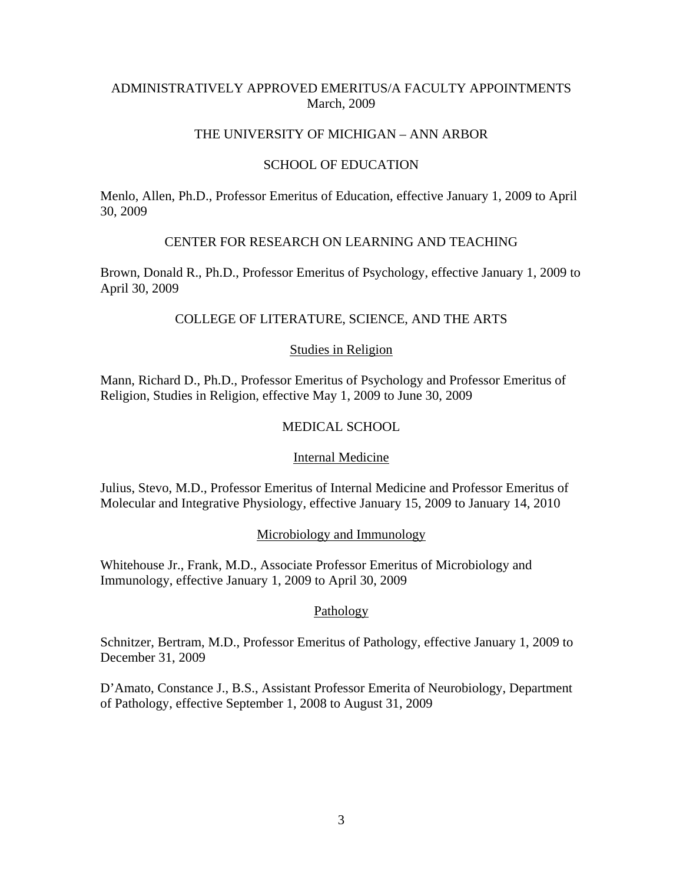# ADMINISTRATIVELY APPROVED EMERITUS/A FACULTY APPOINTMENTS
March, 2009

## THE UNIVERSITY OF MICHIGAN – ANN ARBOR

### SCHOOL OF EDUCATION

Menlo, Allen, Ph.D., Professor Emeritus of Education, effective January 1, 2009 to April 30, 2009

### CENTER FOR RESEARCH ON LEARNING AND TEACHING

Brown, Donald R., Ph.D., Professor Emeritus of Psychology, effective January 1, 2009 to April 30, 2009

### COLLEGE OF LITERATURE, SCIENCE, AND THE ARTS

#### Studies in Religion

Mann, Richard D., Ph.D., Professor Emeritus of Psychology and Professor Emeritus of Religion, Studies in Religion, effective May 1, 2009 to June 30, 2009

### MEDICAL SCHOOL

#### Internal Medicine

Julius, Stevo, M.D., Professor Emeritus of Internal Medicine and Professor Emeritus of Molecular and Integrative Physiology, effective January 15, 2009 to January 14, 2010

#### Microbiology and Immunology

Whitehouse Jr., Frank, M.D., Associate Professor Emeritus of Microbiology and Immunology, effective January 1, 2009 to April 30, 2009

#### Pathology

Schnitzer, Bertram, M.D., Professor Emeritus of Pathology, effective January 1, 2009 to December 31, 2009

D'Amato, Constance J., B.S., Assistant Professor Emerita of Neurobiology, Department of Pathology, effective September 1, 2008 to August 31, 2009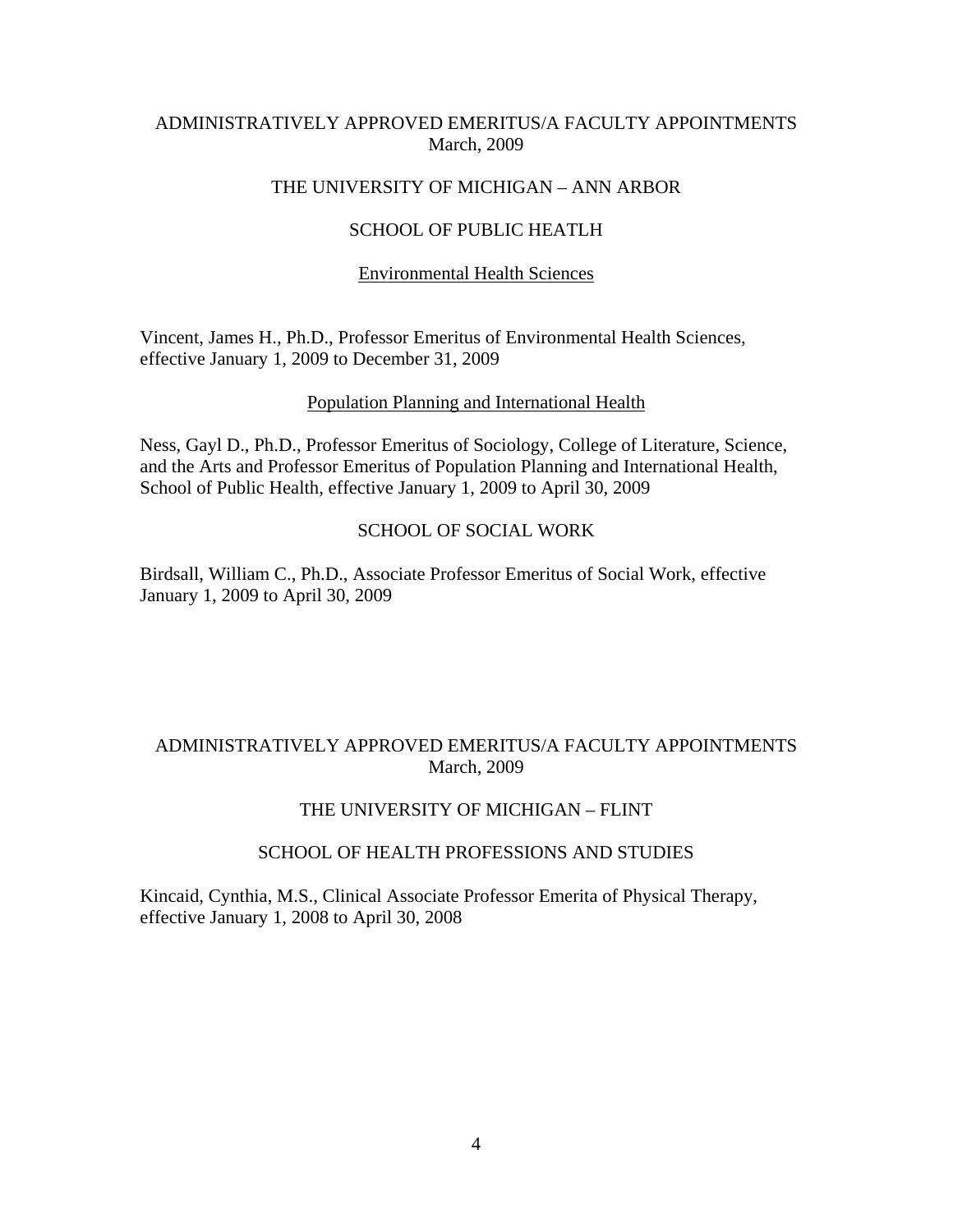## ADMINISTRATIVELY APPROVED EMERITUS/A FACULTY APPOINTMENTS
March, 2009

## THE UNIVERSITY OF MICHIGAN – ANN ARBOR

### SCHOOL OF PUBLIC HEATLH

#### Environmental Health Sciences

Vincent, James H., Ph.D., Professor Emeritus of Environmental Health Sciences, effective January 1, 2009 to December 31, 2009

#### Population Planning and International Health

Ness, Gayl D., Ph.D., Professor Emeritus of Sociology, College of Literature, Science, and the Arts and Professor Emeritus of Population Planning and International Health, School of Public Health, effective January 1, 2009 to April 30, 2009

### SCHOOL OF SOCIAL WORK

Birdsall, William C., Ph.D., Associate Professor Emeritus of Social Work, effective January 1, 2009 to April 30, 2009

## ADMINISTRATIVELY APPROVED EMERITUS/A FACULTY APPOINTMENTS
March, 2009

## THE UNIVERSITY OF MICHIGAN – FLINT

### SCHOOL OF HEALTH PROFESSIONS AND STUDIES

Kincaid, Cynthia, M.S., Clinical Associate Professor Emerita of Physical Therapy, effective January 1, 2008 to April 30, 2008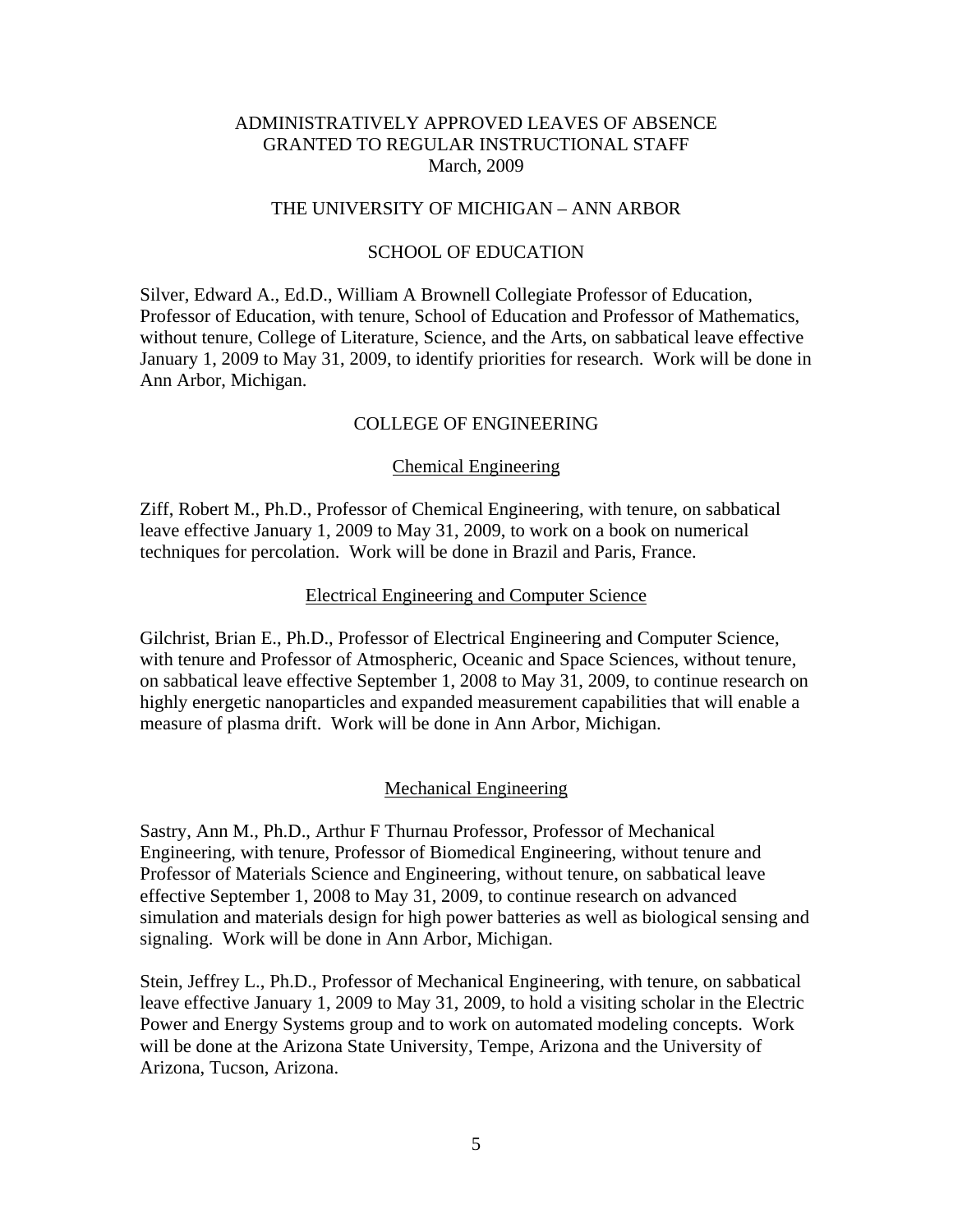# ADMINISTRATIVELY APPROVED LEAVES OF ABSENCE GRANTED TO REGULAR INSTRUCTIONAL STAFF

March, 2009

## THE UNIVERSITY OF MICHIGAN – ANN ARBOR

### SCHOOL OF EDUCATION

Silver, Edward A., Ed.D., William A Brownell Collegiate Professor of Education, Professor of Education, with tenure, School of Education and Professor of Mathematics, without tenure, College of Literature, Science, and the Arts, on sabbatical leave effective January 1, 2009 to May 31, 2009, to identify priorities for research. Work will be done in Ann Arbor, Michigan.

### COLLEGE OF ENGINEERING

#### Chemical Engineering

Ziff, Robert M., Ph.D., Professor of Chemical Engineering, with tenure, on sabbatical leave effective January 1, 2009 to May 31, 2009, to work on a book on numerical techniques for percolation. Work will be done in Brazil and Paris, France.

#### Electrical Engineering and Computer Science

Gilchrist, Brian E., Ph.D., Professor of Electrical Engineering and Computer Science, with tenure and Professor of Atmospheric, Oceanic and Space Sciences, without tenure, on sabbatical leave effective September 1, 2008 to May 31, 2009, to continue research on highly energetic nanoparticles and expanded measurement capabilities that will enable a measure of plasma drift. Work will be done in Ann Arbor, Michigan.

#### Mechanical Engineering

Sastry, Ann M., Ph.D., Arthur F Thurnau Professor, Professor of Mechanical Engineering, with tenure, Professor of Biomedical Engineering, without tenure and Professor of Materials Science and Engineering, without tenure, on sabbatical leave effective September 1, 2008 to May 31, 2009, to continue research on advanced simulation and materials design for high power batteries as well as biological sensing and signaling. Work will be done in Ann Arbor, Michigan.

Stein, Jeffrey L., Ph.D., Professor of Mechanical Engineering, with tenure, on sabbatical leave effective January 1, 2009 to May 31, 2009, to hold a visiting scholar in the Electric Power and Energy Systems group and to work on automated modeling concepts. Work will be done at the Arizona State University, Tempe, Arizona and the University of Arizona, Tucson, Arizona.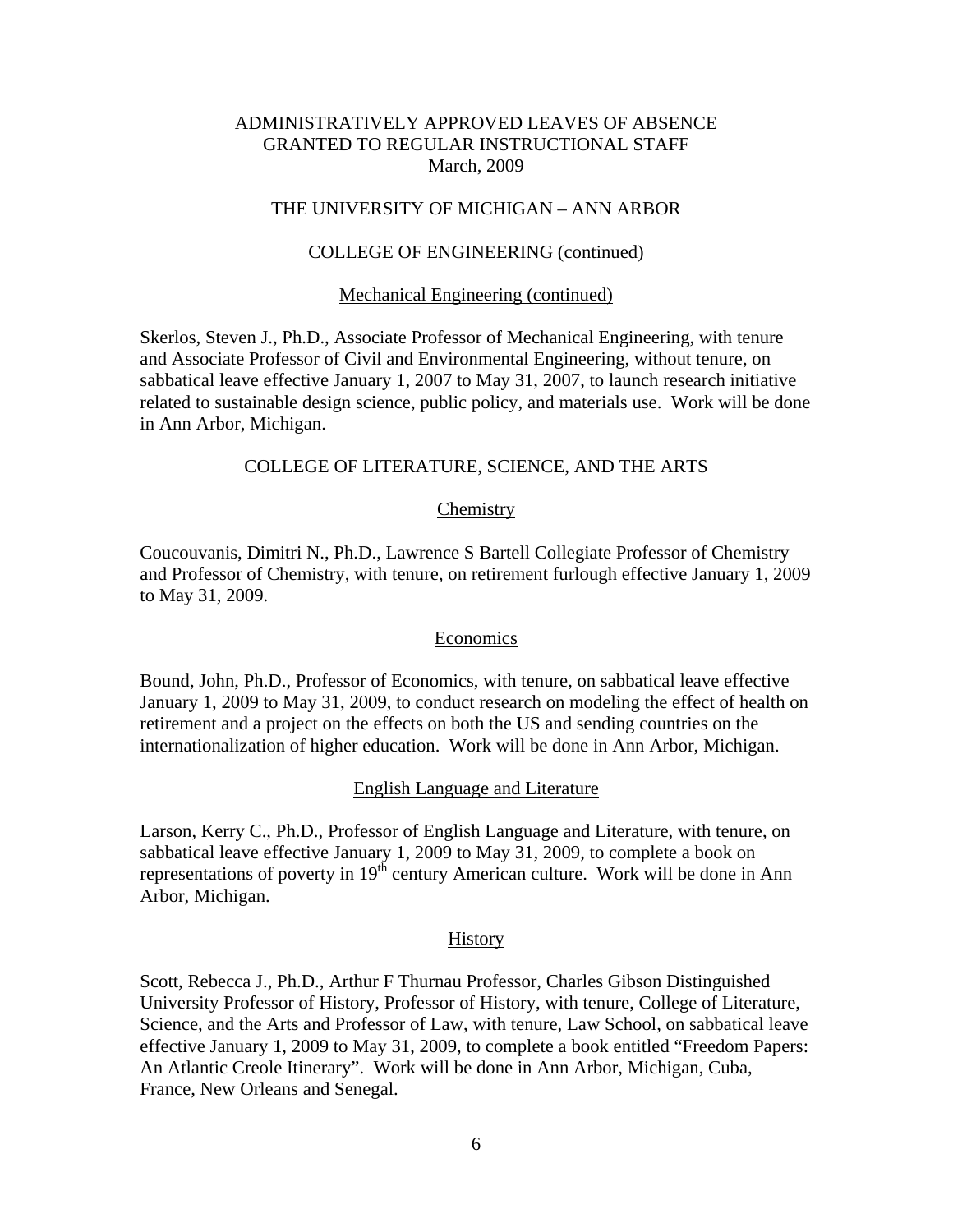ADMINISTRATIVELY APPROVED LEAVES OF ABSENCE
GRANTED TO REGULAR INSTRUCTIONAL STAFF
March, 2009

THE UNIVERSITY OF MICHIGAN – ANN ARBOR

COLLEGE OF ENGINEERING (continued)

Mechanical Engineering (continued)

Skerlos, Steven J., Ph.D., Associate Professor of Mechanical Engineering, with tenure and Associate Professor of Civil and Environmental Engineering, without tenure, on sabbatical leave effective January 1, 2007 to May 31, 2007, to launch research initiative related to sustainable design science, public policy, and materials use. Work will be done in Ann Arbor, Michigan.

COLLEGE OF LITERATURE, SCIENCE, AND THE ARTS

Chemistry

Coucouvanis, Dimitri N., Ph.D., Lawrence S Bartell Collegiate Professor of Chemistry and Professor of Chemistry, with tenure, on retirement furlough effective January 1, 2009 to May 31, 2009.

Economics

Bound, John, Ph.D., Professor of Economics, with tenure, on sabbatical leave effective January 1, 2009 to May 31, 2009, to conduct research on modeling the effect of health on retirement and a project on the effects on both the US and sending countries on the internationalization of higher education. Work will be done in Ann Arbor, Michigan.

English Language and Literature

Larson, Kerry C., Ph.D., Professor of English Language and Literature, with tenure, on sabbatical leave effective January 1, 2009 to May 31, 2009, to complete a book on representations of poverty in 19th century American culture. Work will be done in Ann Arbor, Michigan.

History

Scott, Rebecca J., Ph.D., Arthur F Thurnau Professor, Charles Gibson Distinguished University Professor of History, Professor of History, with tenure, College of Literature, Science, and the Arts and Professor of Law, with tenure, Law School, on sabbatical leave effective January 1, 2009 to May 31, 2009, to complete a book entitled "Freedom Papers: An Atlantic Creole Itinerary". Work will be done in Ann Arbor, Michigan, Cuba, France, New Orleans and Senegal.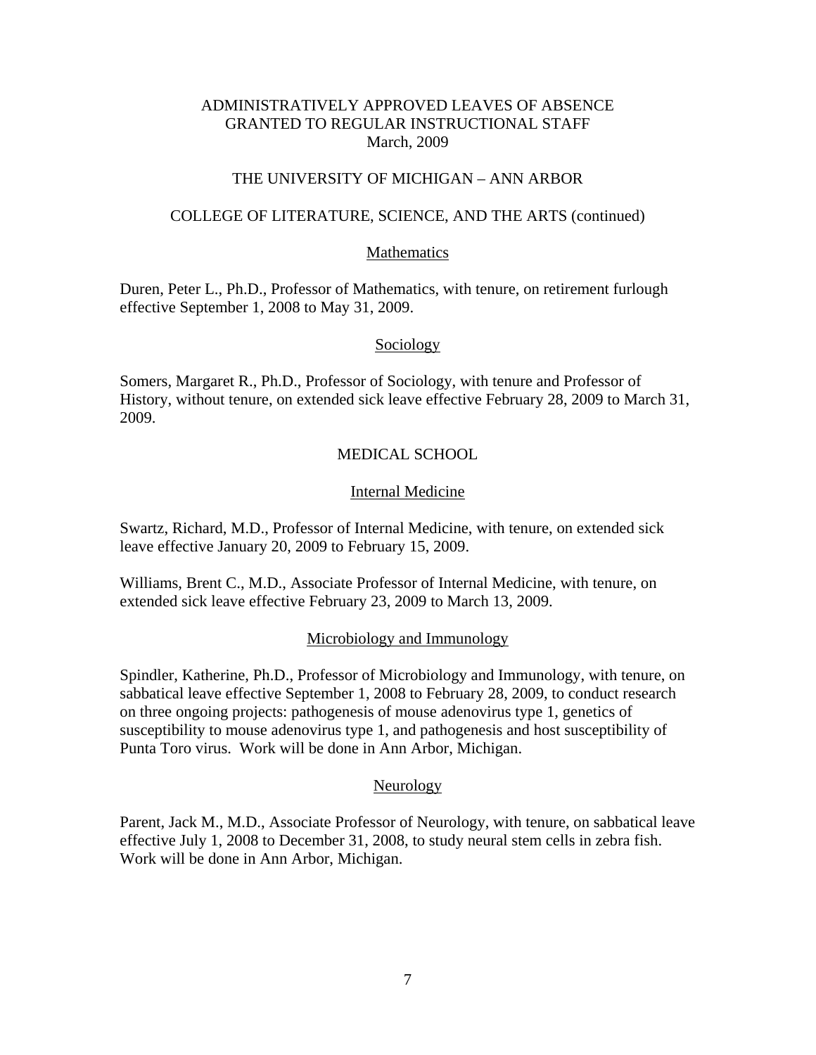# ADMINISTRATIVELY APPROVED LEAVES OF ABSENCE GRANTED TO REGULAR INSTRUCTIONAL STAFF
March, 2009

## THE UNIVERSITY OF MICHIGAN – ANN ARBOR

## COLLEGE OF LITERATURE, SCIENCE, AND THE ARTS (continued)

### Mathematics

Duren, Peter L., Ph.D., Professor of Mathematics, with tenure, on retirement furlough effective September 1, 2008 to May 31, 2009.

### Sociology

Somers, Margaret R., Ph.D., Professor of Sociology, with tenure and Professor of History, without tenure, on extended sick leave effective February 28, 2009 to March 31, 2009.

## MEDICAL SCHOOL

### Internal Medicine

Swartz, Richard, M.D., Professor of Internal Medicine, with tenure, on extended sick leave effective January 20, 2009 to February 15, 2009.

Williams, Brent C., M.D., Associate Professor of Internal Medicine, with tenure, on extended sick leave effective February 23, 2009 to March 13, 2009.

### Microbiology and Immunology

Spindler, Katherine, Ph.D., Professor of Microbiology and Immunology, with tenure, on sabbatical leave effective September 1, 2008 to February 28, 2009, to conduct research on three ongoing projects: pathogenesis of mouse adenovirus type 1, genetics of susceptibility to mouse adenovirus type 1, and pathogenesis and host susceptibility of Punta Toro virus. Work will be done in Ann Arbor, Michigan.

### Neurology

Parent, Jack M., M.D., Associate Professor of Neurology, with tenure, on sabbatical leave effective July 1, 2008 to December 31, 2008, to study neural stem cells in zebra fish. Work will be done in Ann Arbor, Michigan.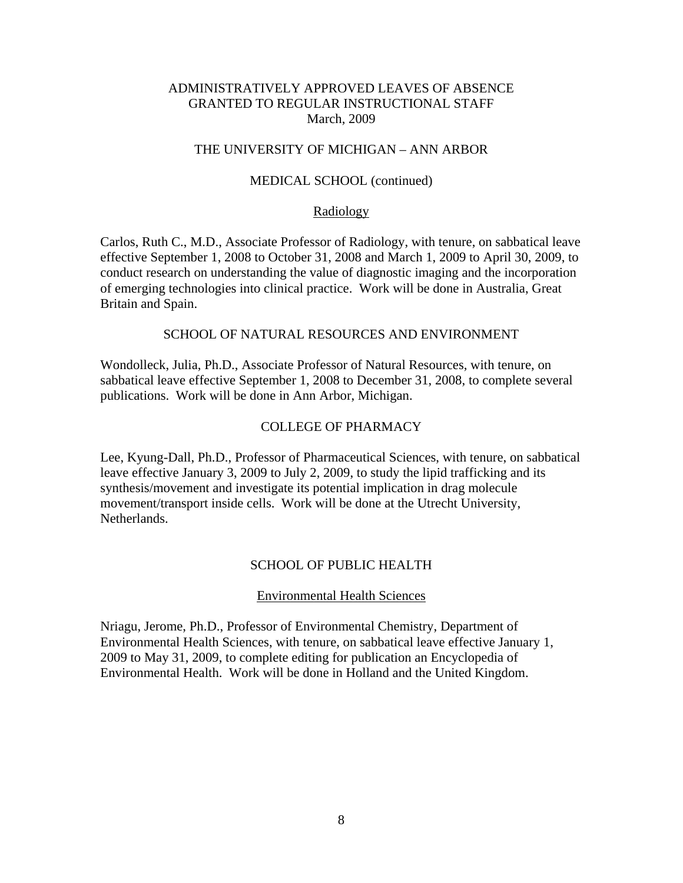# ADMINISTRATIVELY APPROVED LEAVES OF ABSENCE GRANTED TO REGULAR INSTRUCTIONAL STAFF
March, 2009

## THE UNIVERSITY OF MICHIGAN – ANN ARBOR

### MEDICAL SCHOOL (continued)

#### Radiology

Carlos, Ruth C., M.D., Associate Professor of Radiology, with tenure, on sabbatical leave effective September 1, 2008 to October 31, 2008 and March 1, 2009 to April 30, 2009, to conduct research on understanding the value of diagnostic imaging and the incorporation of emerging technologies into clinical practice. Work will be done in Australia, Great Britain and Spain.

### SCHOOL OF NATURAL RESOURCES AND ENVIRONMENT

Wondolleck, Julia, Ph.D., Associate Professor of Natural Resources, with tenure, on sabbatical leave effective September 1, 2008 to December 31, 2008, to complete several publications. Work will be done in Ann Arbor, Michigan.

### COLLEGE OF PHARMACY

Lee, Kyung-Dall, Ph.D., Professor of Pharmaceutical Sciences, with tenure, on sabbatical leave effective January 3, 2009 to July 2, 2009, to study the lipid trafficking and its synthesis/movement and investigate its potential implication in drag molecule movement/transport inside cells. Work will be done at the Utrecht University, Netherlands.

### SCHOOL OF PUBLIC HEALTH

#### Environmental Health Sciences

Nriagu, Jerome, Ph.D., Professor of Environmental Chemistry, Department of Environmental Health Sciences, with tenure, on sabbatical leave effective January 1, 2009 to May 31, 2009, to complete editing for publication an Encyclopedia of Environmental Health. Work will be done in Holland and the United Kingdom.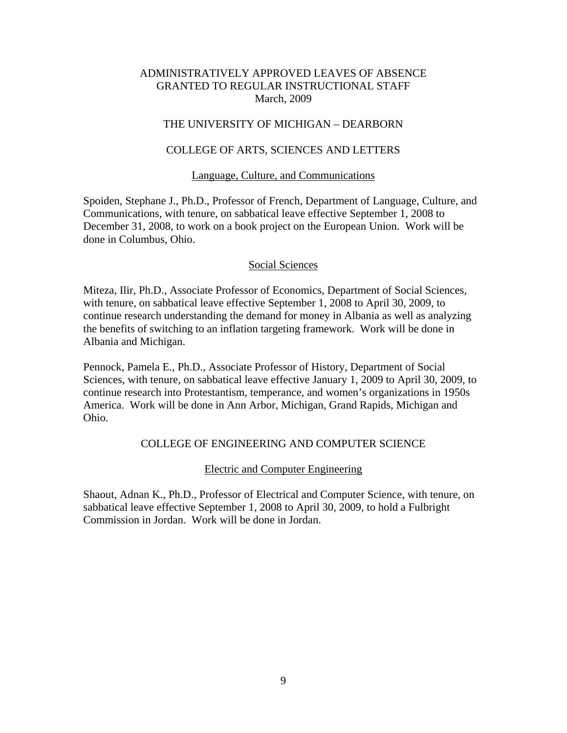# ADMINISTRATIVELY APPROVED LEAVES OF ABSENCE GRANTED TO REGULAR INSTRUCTIONAL STAFF

March, 2009

## THE UNIVERSITY OF MICHIGAN – DEARBORN

### COLLEGE OF ARTS, SCIENCES AND LETTERS

#### Language, Culture, and Communications

Spoiden, Stephane J., Ph.D., Professor of French, Department of Language, Culture, and Communications, with tenure, on sabbatical leave effective September 1, 2008 to December 31, 2008, to work on a book project on the European Union. Work will be done in Columbus, Ohio.

#### Social Sciences

Miteza, Ilir, Ph.D., Associate Professor of Economics, Department of Social Sciences, with tenure, on sabbatical leave effective September 1, 2008 to April 30, 2009, to continue research understanding the demand for money in Albania as well as analyzing the benefits of switching to an inflation targeting framework. Work will be done in Albania and Michigan.

Pennock, Pamela E., Ph.D., Associate Professor of History, Department of Social Sciences, with tenure, on sabbatical leave effective January 1, 2009 to April 30, 2009, to continue research into Protestantism, temperance, and women's organizations in 1950s America. Work will be done in Ann Arbor, Michigan, Grand Rapids, Michigan and Ohio.

### COLLEGE OF ENGINEERING AND COMPUTER SCIENCE

#### Electric and Computer Engineering

Shaout, Adnan K., Ph.D., Professor of Electrical and Computer Science, with tenure, on sabbatical leave effective September 1, 2008 to April 30, 2009, to hold a Fulbright Commission in Jordan. Work will be done in Jordan.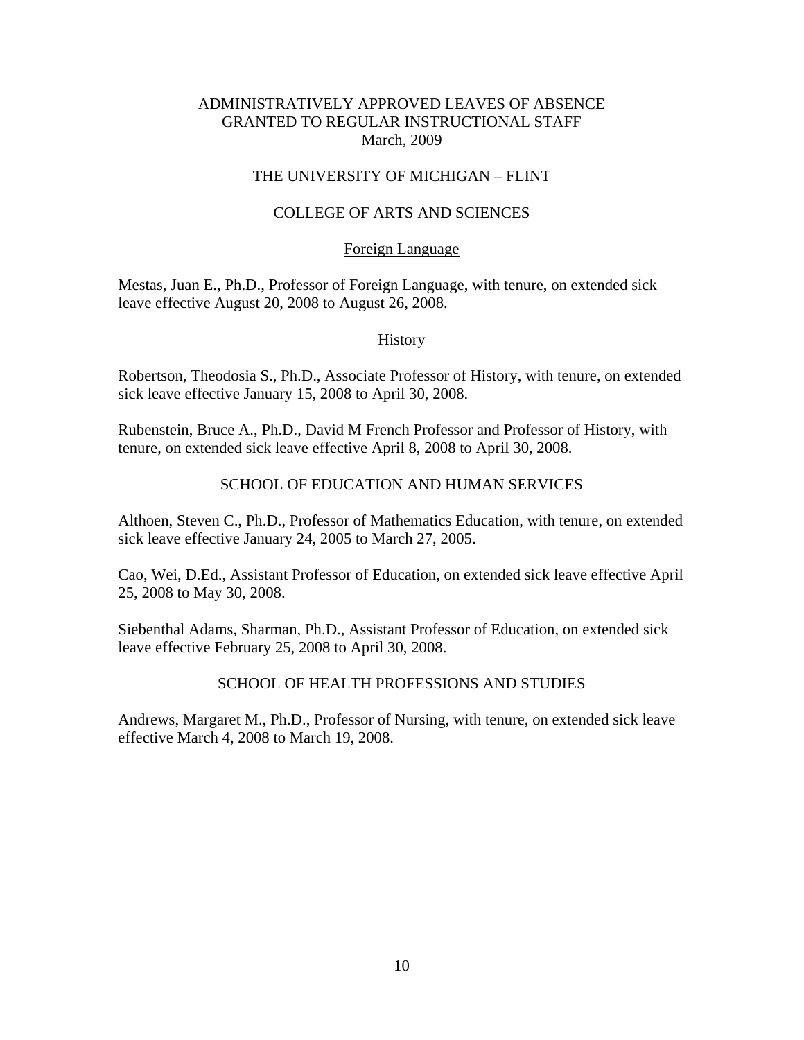# ADMINISTRATIVELY APPROVED LEAVES OF ABSENCE GRANTED TO REGULAR INSTRUCTIONAL STAFF

March, 2009

## THE UNIVERSITY OF MICHIGAN – FLINT

### COLLEGE OF ARTS AND SCIENCES

#### Foreign Language

Mestas, Juan E., Ph.D., Professor of Foreign Language, with tenure, on extended sick leave effective August 20, 2008 to August 26, 2008.

#### History

Robertson, Theodosia S., Ph.D., Associate Professor of History, with tenure, on extended sick leave effective January 15, 2008 to April 30, 2008.

Rubenstein, Bruce A., Ph.D., David M French Professor and Professor of History, with tenure, on extended sick leave effective April 8, 2008 to April 30, 2008.

### SCHOOL OF EDUCATION AND HUMAN SERVICES

Althoen, Steven C., Ph.D., Professor of Mathematics Education, with tenure, on extended sick leave effective January 24, 2005 to March 27, 2005.

Cao, Wei, D.Ed., Assistant Professor of Education, on extended sick leave effective April 25, 2008 to May 30, 2008.

Siebenthal Adams, Sharman, Ph.D., Assistant Professor of Education, on extended sick leave effective February 25, 2008 to April 30, 2008.

### SCHOOL OF HEALTH PROFESSIONS AND STUDIES

Andrews, Margaret M., Ph.D., Professor of Nursing, with tenure, on extended sick leave effective March 4, 2008 to March 19, 2008.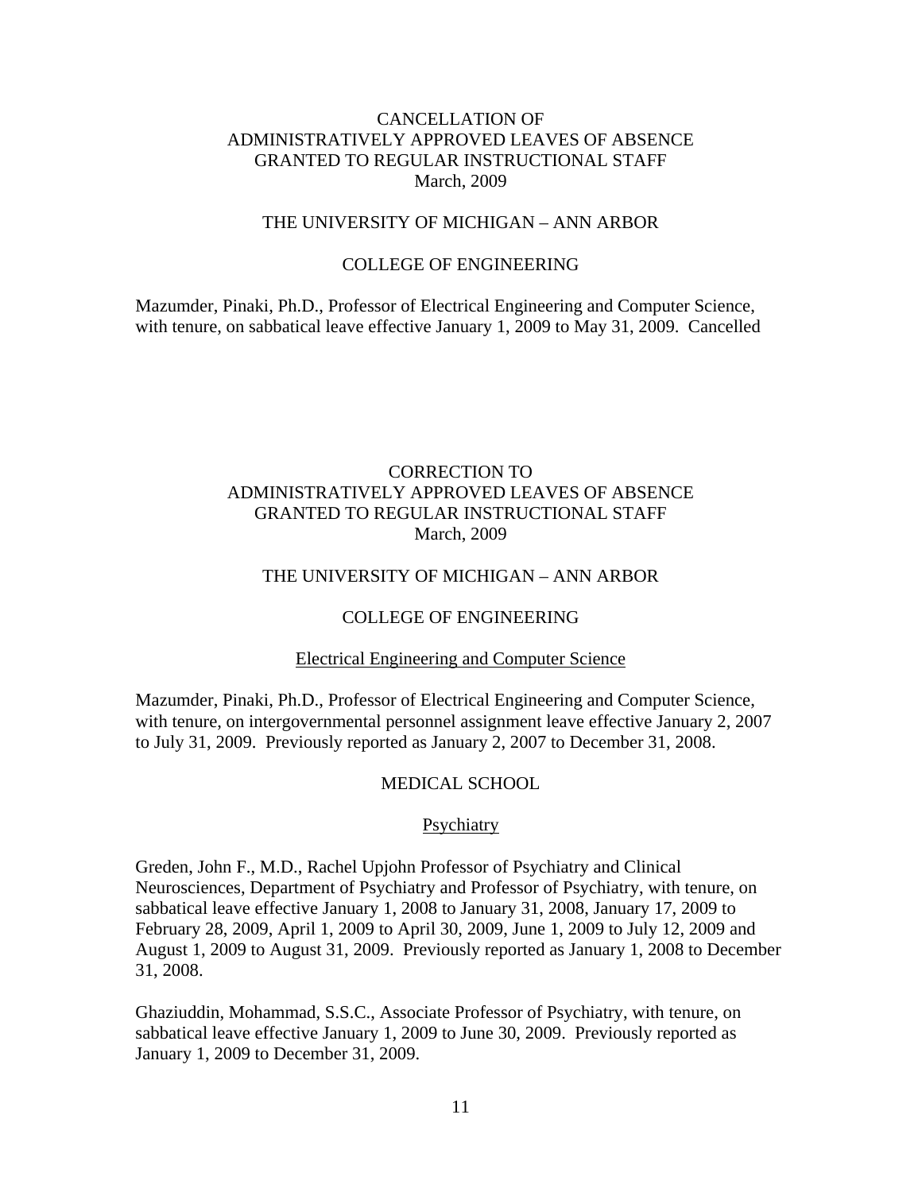# CANCELLATION OF ADMINISTRATIVELY APPROVED LEAVES OF ABSENCE GRANTED TO REGULAR INSTRUCTIONAL STAFF

March, 2009

## THE UNIVERSITY OF MICHIGAN – ANN ARBOR

### COLLEGE OF ENGINEERING

Mazumder, Pinaki, Ph.D., Professor of Electrical Engineering and Computer Science, with tenure, on sabbatical leave effective January 1, 2009 to May 31, 2009. Cancelled

# CORRECTION TO ADMINISTRATIVELY APPROVED LEAVES OF ABSENCE GRANTED TO REGULAR INSTRUCTIONAL STAFF

March, 2009

## THE UNIVERSITY OF MICHIGAN – ANN ARBOR

### COLLEGE OF ENGINEERING

#### Electrical Engineering and Computer Science

Mazumder, Pinaki, Ph.D., Professor of Electrical Engineering and Computer Science, with tenure, on intergovernmental personnel assignment leave effective January 2, 2007 to July 31, 2009. Previously reported as January 2, 2007 to December 31, 2008.

### MEDICAL SCHOOL

#### Psychiatry

Greden, John F., M.D., Rachel Upjohn Professor of Psychiatry and Clinical Neurosciences, Department of Psychiatry and Professor of Psychiatry, with tenure, on sabbatical leave effective January 1, 2008 to January 31, 2008, January 17, 2009 to February 28, 2009, April 1, 2009 to April 30, 2009, June 1, 2009 to July 12, 2009 and August 1, 2009 to August 31, 2009. Previously reported as January 1, 2008 to December 31, 2008.

Ghaziuddin, Mohammad, S.S.C., Associate Professor of Psychiatry, with tenure, on sabbatical leave effective January 1, 2009 to June 30, 2009. Previously reported as January 1, 2009 to December 31, 2009.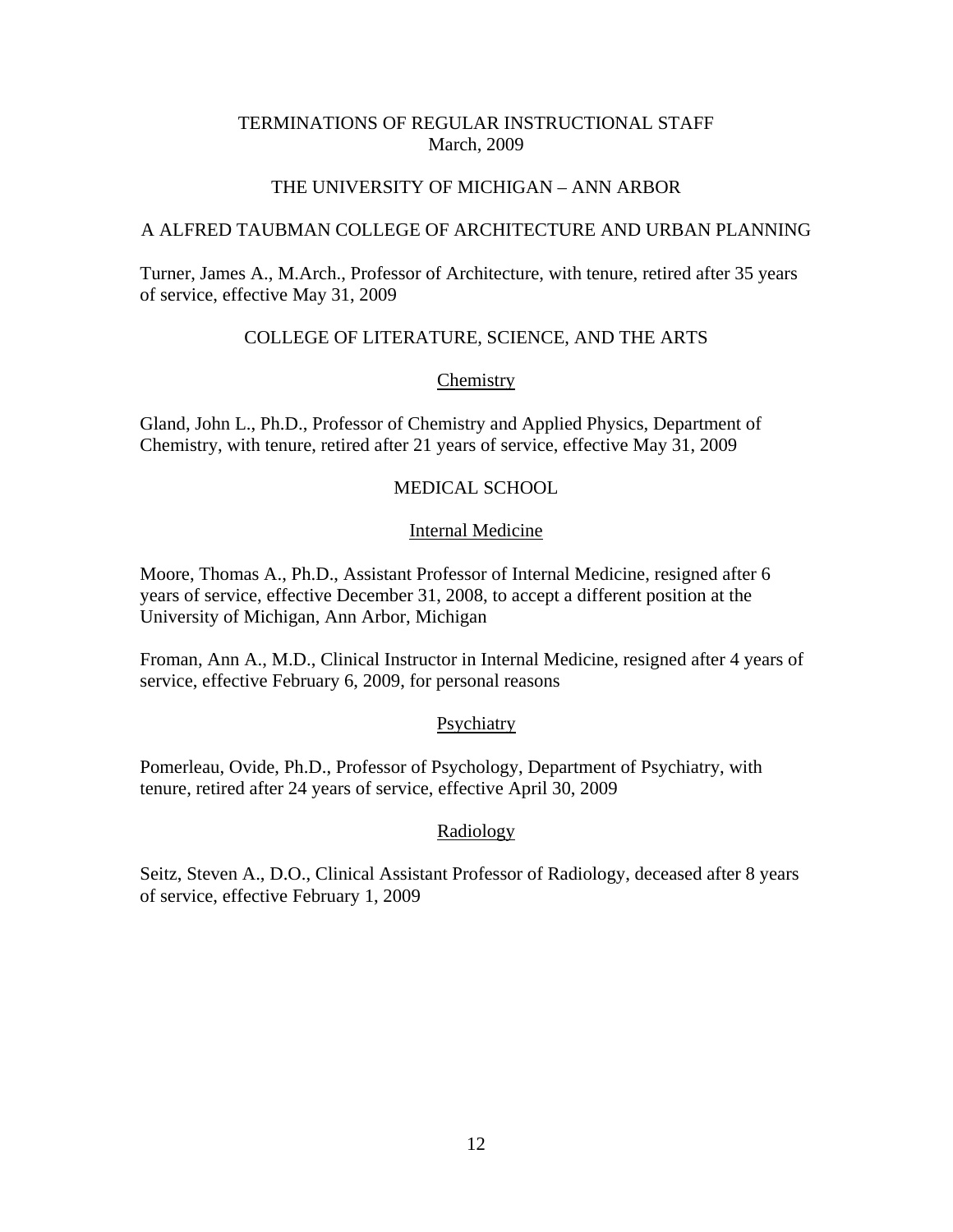# TERMINATIONS OF REGULAR INSTRUCTIONAL STAFF
March, 2009

## THE UNIVERSITY OF MICHIGAN – ANN ARBOR

### A ALFRED TAUBMAN COLLEGE OF ARCHITECTURE AND URBAN PLANNING

Turner, James A., M.Arch., Professor of Architecture, with tenure, retired after 35 years of service, effective May 31, 2009

### COLLEGE OF LITERATURE, SCIENCE, AND THE ARTS

#### Chemistry

Gland, John L., Ph.D., Professor of Chemistry and Applied Physics, Department of Chemistry, with tenure, retired after 21 years of service, effective May 31, 2009

### MEDICAL SCHOOL

#### Internal Medicine

Moore, Thomas A., Ph.D., Assistant Professor of Internal Medicine, resigned after 6 years of service, effective December 31, 2008, to accept a different position at the University of Michigan, Ann Arbor, Michigan

Froman, Ann A., M.D., Clinical Instructor in Internal Medicine, resigned after 4 years of service, effective February 6, 2009, for personal reasons

#### Psychiatry

Pomerleau, Ovide, Ph.D., Professor of Psychology, Department of Psychiatry, with tenure, retired after 24 years of service, effective April 30, 2009

#### Radiology

Seitz, Steven A., D.O., Clinical Assistant Professor of Radiology, deceased after 8 years of service, effective February 1, 2009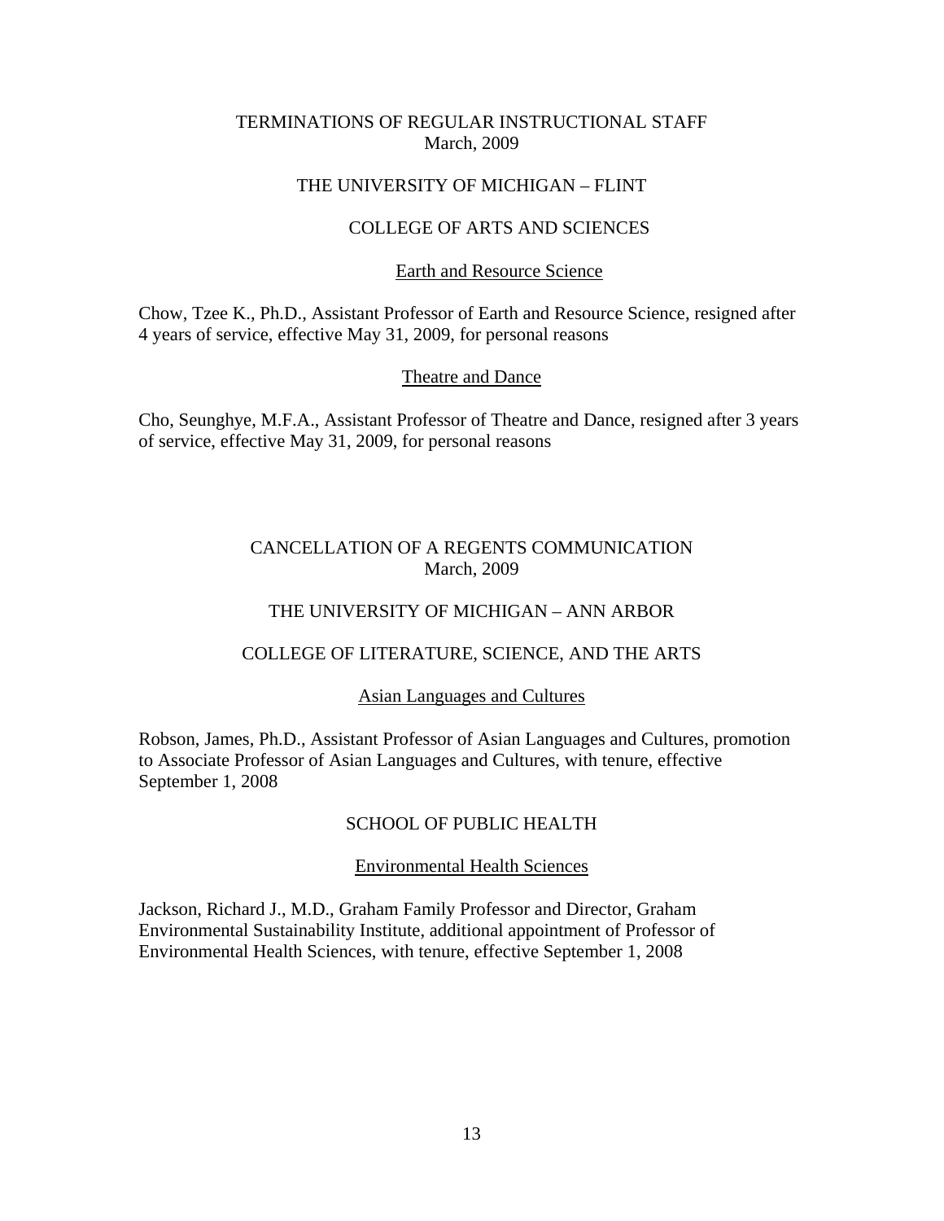## TERMINATIONS OF REGULAR INSTRUCTIONAL STAFF
March, 2009

### THE UNIVERSITY OF MICHIGAN – FLINT

#### COLLEGE OF ARTS AND SCIENCES

Earth and Resource Science

Chow, Tzee K., Ph.D., Assistant Professor of Earth and Resource Science, resigned after 4 years of service, effective May 31, 2009, for personal reasons

Theatre and Dance

Cho, Seunghye, M.F.A., Assistant Professor of Theatre and Dance, resigned after 3 years of service, effective May 31, 2009, for personal reasons

## CANCELLATION OF A REGENTS COMMUNICATION
March, 2009

### THE UNIVERSITY OF MICHIGAN – ANN ARBOR

#### COLLEGE OF LITERATURE, SCIENCE, AND THE ARTS

Asian Languages and Cultures

Robson, James, Ph.D., Assistant Professor of Asian Languages and Cultures, promotion to Associate Professor of Asian Languages and Cultures, with tenure, effective September 1, 2008

#### SCHOOL OF PUBLIC HEALTH

Environmental Health Sciences

Jackson, Richard J., M.D., Graham Family Professor and Director, Graham Environmental Sustainability Institute, additional appointment of Professor of Environmental Health Sciences, with tenure, effective September 1, 2008